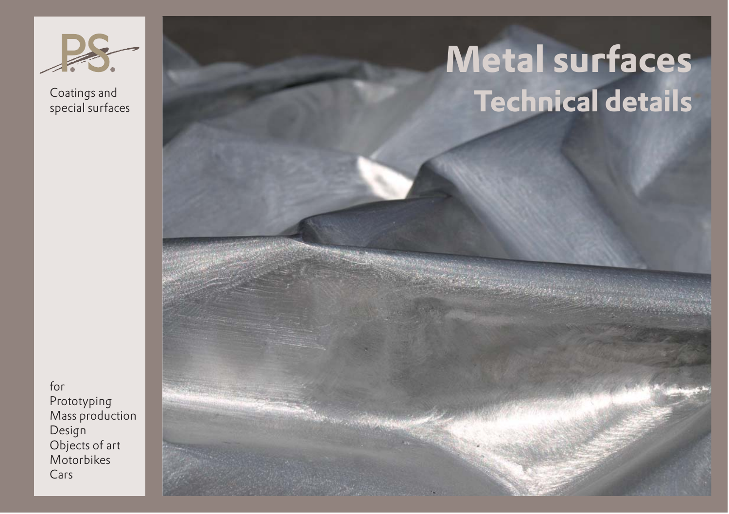P.S.

Coatings and special surfaces

# Metal surfaces

## Technical details

for
- Prototyping
- Mass production
- Design
- Objects of art
- Motorbikes
- Cars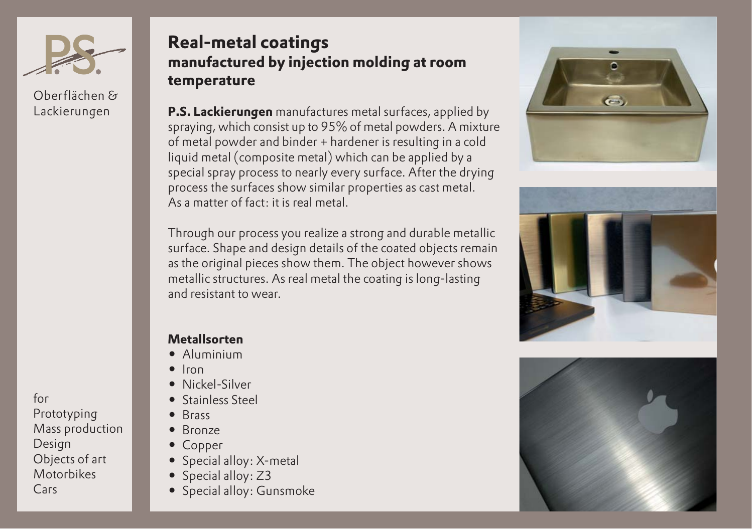P.S.

Oberflächen & Lackierungen

for
Prototyping
Mass production
Design
Objects of art
Motorbikes
Cars

# Real-metal coatings

## manufactured by injection molding at room temperature

**P.S. Lackierungen** manufactures metal surfaces, applied by spraying, which consist up to 95% of metal powders. A mixture of metal powder and binder + hardener is resulting in a cold liquid metal (composite metal) which can be applied by a special spray process to nearly every surface. After the drying process the surfaces show similar properties as cast metal. As a matter of fact: it is real metal.

Through our process you realize a strong and durable metallic surface. Shape and design details of the coated objects remain as the original pieces show them. The object however shows metallic structures. As real metal the coating is long-lasting and resistant to wear.

**Metallsorten**

- Aluminium
- Iron
- Nickel-Silver
- Stainless Steel
- Brass
- Bronze
- Copper
- Special alloy: X-metal
- Special alloy: Z3
- Special alloy: Gunsmoke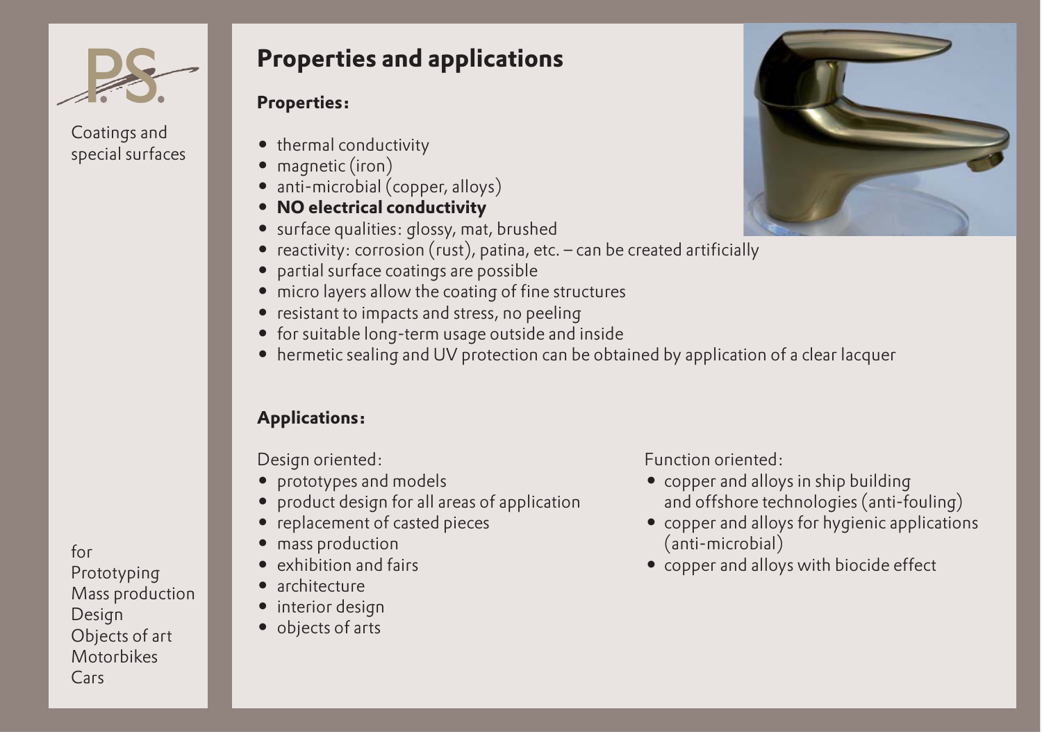P.S.

Coatings and special surfaces

for
Prototyping
Mass production
Design
Objects of art
Motorbikes
Cars

# Properties and applications

**Properties:**

- thermal conductivity
- magnetic (iron)
- anti-microbial (copper, alloys)
- **NO electrical conductivity**
- surface qualities: glossy, mat, brushed
- reactivity: corrosion (rust), patina, etc. – can be created artificially
- partial surface coatings are possible
- micro layers allow the coating of fine structures
- resistant to impacts and stress, no peeling
- for suitable long-term usage outside and inside
- hermetic sealing and UV protection can be obtained by application of a clear lacquer

**Applications:**

Design oriented:

- prototypes and models
- product design for all areas of application
- replacement of casted pieces
- mass production
- exhibition and fairs
- architecture
- interior design
- objects of arts

Function oriented:

- copper and alloys in ship building and offshore technologies (anti-fouling)
- copper and alloys for hygienic applications (anti-microbial)
- copper and alloys with biocide effect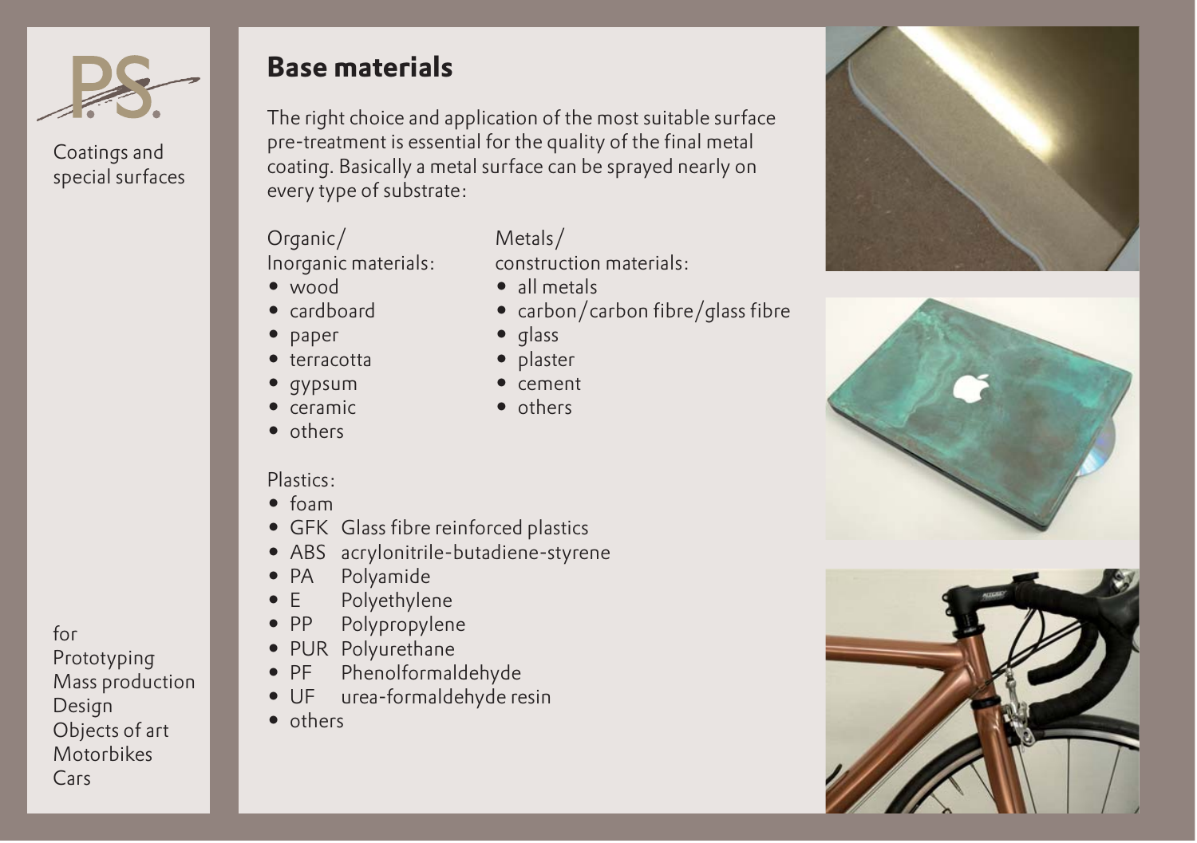P.S.

Coatings and special surfaces

# Base materials

The right choice and application of the most suitable surface pre-treatment is essential for the quality of the final metal coating. Basically a metal surface can be sprayed nearly on every type of substrate:

Organic/
Inorganic materials:

- wood
- cardboard
- paper
- terracotta
- gypsum
- ceramic
- others

Metals/
construction materials:

- all metals
- carbon/carbon fibre/glass fibre
- glass
- plaster
- cement
- others

Plastics:

- foam
- GFK Glass fibre reinforced plastics
- ABS acrylonitrile-butadiene-styrene
- PA Polyamide
- E Polyethylene
- PP Polypropylene
- PUR Polyurethane
- PF Phenolformaldehyde
- UF urea-formaldehyde resin
- others

for
Prototyping
Mass production
Design
Objects of art
Motorbikes
Cars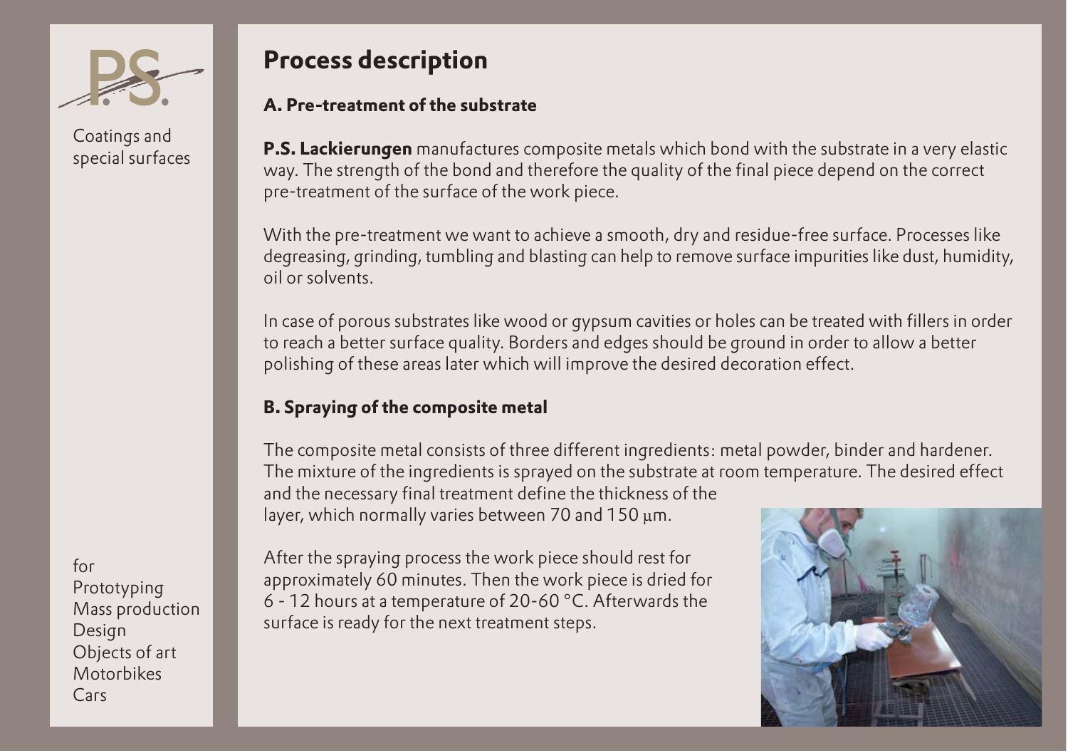Coatings and special surfaces

for
Prototyping
Mass production
Design
Objects of art
Motorbikes
Cars

# Process description

## A. Pre-treatment of the substrate

**P.S. Lackierungen** manufactures composite metals which bond with the substrate in a very elastic way. The strength of the bond and therefore the quality of the final piece depend on the correct pre-treatment of the surface of the work piece.

With the pre-treatment we want to achieve a smooth, dry and residue-free surface. Processes like degreasing, grinding, tumbling and blasting can help to remove surface impurities like dust, humidity, oil or solvents.

In case of porous substrates like wood or gypsum cavities or holes can be treated with fillers in order to reach a better surface quality. Borders and edges should be ground in order to allow a better polishing of these areas later which will improve the desired decoration effect.

## B. Spraying of the composite metal

The composite metal consists of three different ingredients: metal powder, binder and hardener. The mixture of the ingredients is sprayed on the substrate at room temperature. The desired effect and the necessary final treatment define the thickness of the layer, which normally varies between 70 and 150 µm.

After the spraying process the work piece should rest for approximately 60 minutes. Then the work piece is dried for 6 - 12 hours at a temperature of 20-60 °C. Afterwards the surface is ready for the next treatment steps.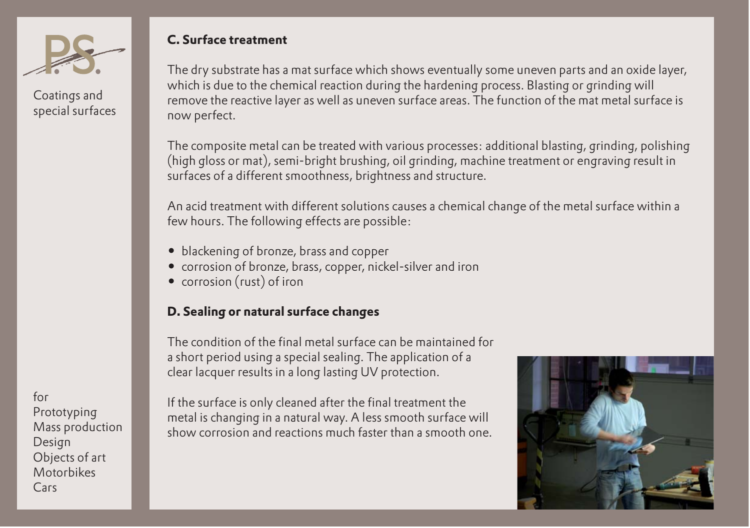Coatings and special surfaces

## C. Surface treatment

The dry substrate has a mat surface which shows eventually some uneven parts and an oxide layer, which is due to the chemical reaction during the hardening process. Blasting or grinding will remove the reactive layer as well as uneven surface areas. The function of the mat metal surface is now perfect.

The composite metal can be treated with various processes: additional blasting, grinding, polishing (high gloss or mat), semi-bright brushing, oil grinding, machine treatment or engraving result in surfaces of a different smoothness, brightness and structure.

An acid treatment with different solutions causes a chemical change of the metal surface within a few hours. The following effects are possible:

- blackening of bronze, brass and copper
- corrosion of bronze, brass, copper, nickel-silver and iron
- corrosion (rust) of iron

## D. Sealing or natural surface changes

The condition of the final metal surface can be maintained for a short period using a special sealing. The application of a clear lacquer results in a long lasting UV protection.

If the surface is only cleaned after the final treatment the metal is changing in a natural way. A less smooth surface will show corrosion and reactions much faster than a smooth one.

for
Prototyping
Mass production
Design
Objects of art
Motorbikes
Cars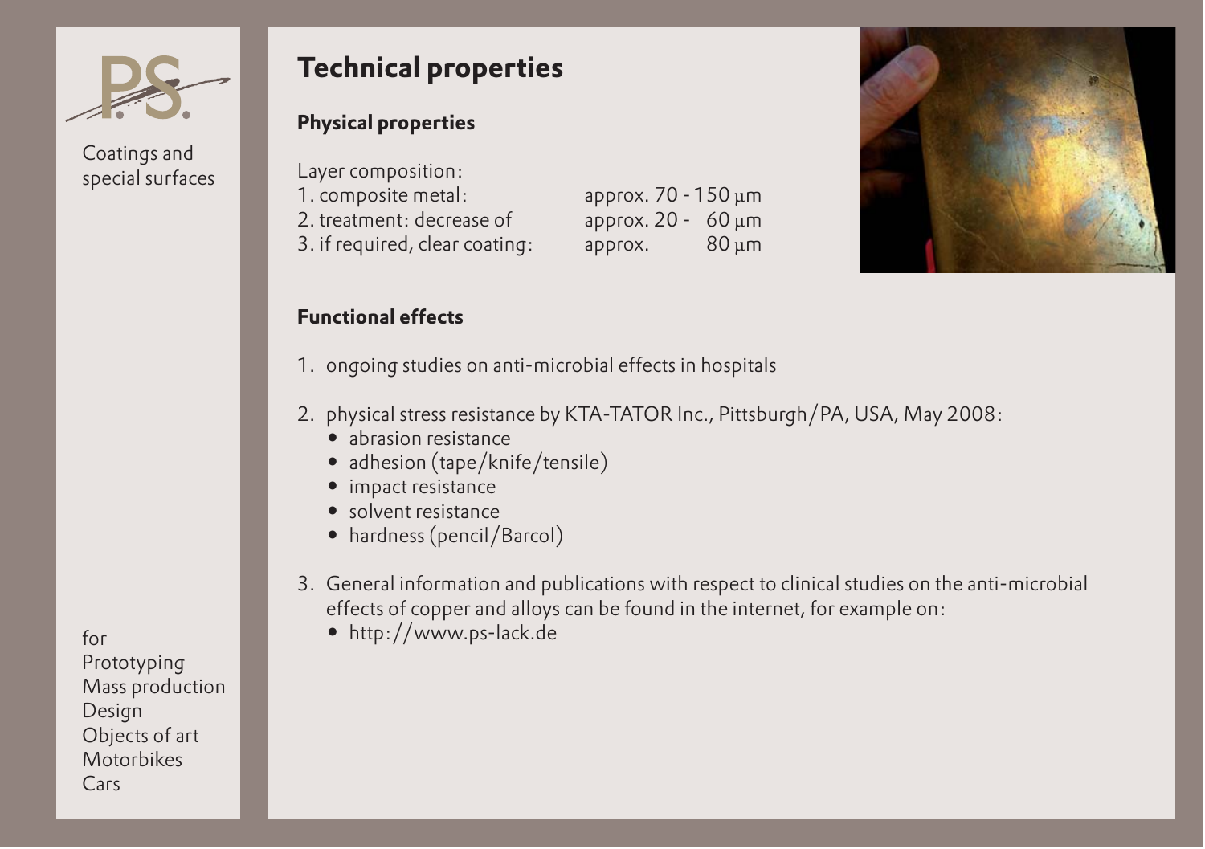Coatings and special surfaces

# Technical properties

## Physical properties

Layer composition:

| | |
|---|---|
| 1. composite metal: | approx. 70 - 150 µm |
| 2. treatment: decrease of | approx. 20 - 60 µm |
| 3. if required, clear coating: | approx. 80 µm |

## Functional effects

1. ongoing studies on anti-microbial effects in hospitals

2. physical stress resistance by KTA-TATOR Inc., Pittsburgh/PA, USA, May 2008:
   - abrasion resistance
   - adhesion (tape/knife/tensile)
   - impact resistance
   - solvent resistance
   - hardness (pencil/Barcol)

3. General information and publications with respect to clinical studies on the anti-microbial effects of copper and alloys can be found in the internet, for example on:
   - http://www.ps-lack.de

for
Prototyping
Mass production
Design
Objects of art
Motorbikes
Cars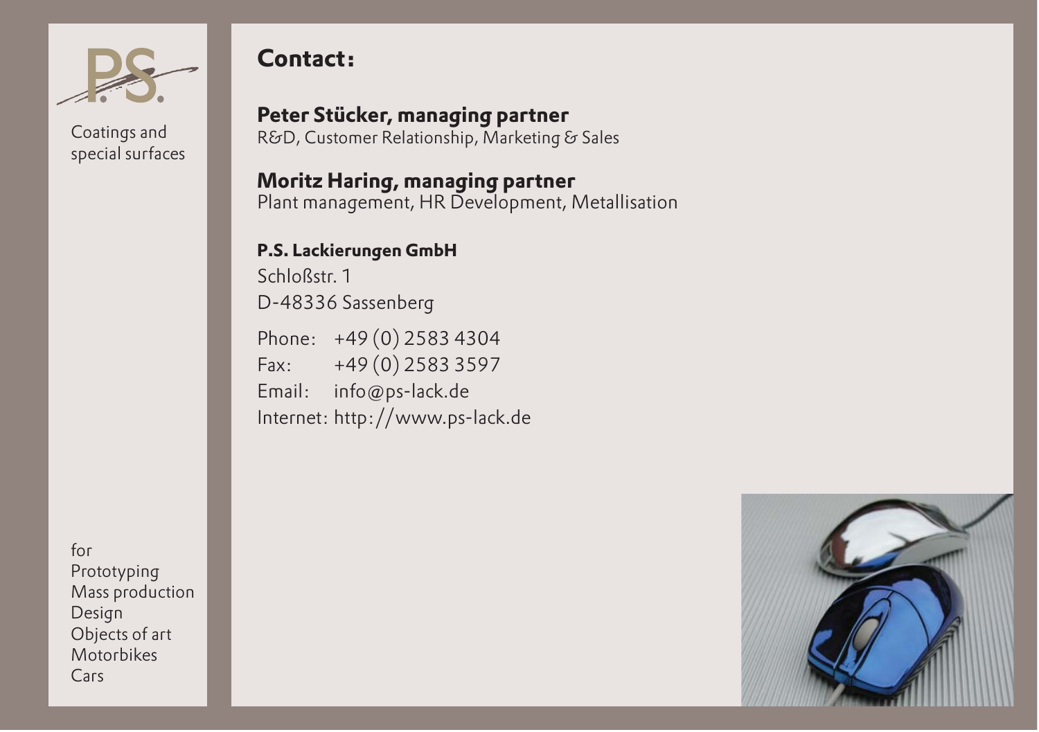P.S.

Coatings and special surfaces

for
Prototyping
Mass production
Design
Objects of art
Motorbikes
Cars

# Contact:

**Peter Stücker, managing partner**
R&D, Customer Relationship, Marketing & Sales

**Moritz Haring, managing partner**
Plant management, HR Development, Metallisation

**P.S. Lackierungen GmbH**
Schloßstr. 1
D-48336 Sassenberg

Phone: +49 (0) 2583 4304
Fax: +49 (0) 2583 3597
Email: info@ps-lack.de
Internet: http://www.ps-lack.de